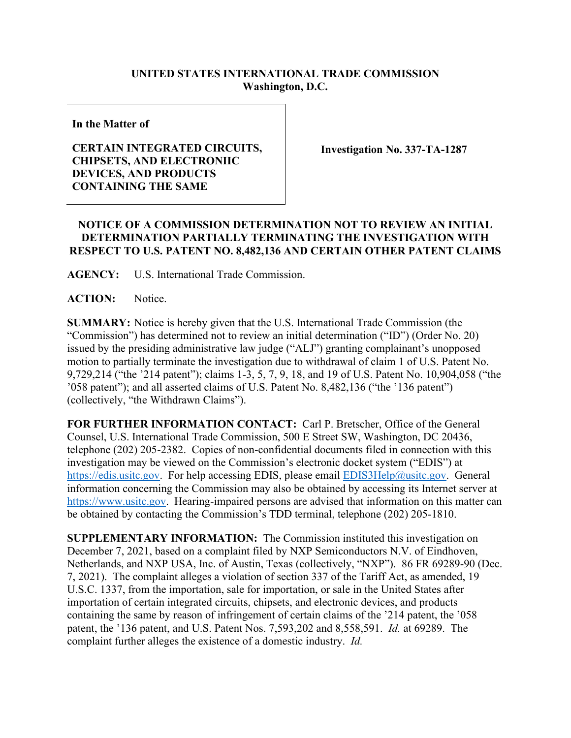**UNITED STATES INTERNATIONAL TRADE COMMISSION**
**Washington, D.C.**

| **In the Matter of** **CERTAIN INTEGRATED CIRCUITS, CHIPSETS, AND ELECTRONIIC DEVICES, AND PRODUCTS CONTAINING THE SAME** | **Investigation No. 337-TA-1287** |
|---|---|

**NOTICE OF A COMMISSION DETERMINATION NOT TO REVIEW AN INITIAL DETERMINATION PARTIALLY TERMINATING THE INVESTIGATION WITH RESPECT TO U.S. PATENT NO. 8,482,136 AND CERTAIN OTHER PATENT CLAIMS**

**AGENCY:** U.S. International Trade Commission.

**ACTION:** Notice.

**SUMMARY:** Notice is hereby given that the U.S. International Trade Commission (the "Commission") has determined not to review an initial determination ("ID") (Order No. 20) issued by the presiding administrative law judge ("ALJ") granting complainant's unopposed motion to partially terminate the investigation due to withdrawal of claim 1 of U.S. Patent No. 9,729,214 ("the '214 patent"); claims 1-3, 5, 7, 9, 18, and 19 of U.S. Patent No. 10,904,058 ("the '058 patent"); and all asserted claims of U.S. Patent No. 8,482,136 ("the '136 patent") (collectively, "the Withdrawn Claims").

**FOR FURTHER INFORMATION CONTACT:** Carl P. Bretscher, Office of the General Counsel, U.S. International Trade Commission, 500 E Street SW, Washington, DC 20436, telephone (202) 205-2382. Copies of non-confidential documents filed in connection with this investigation may be viewed on the Commission's electronic docket system ("EDIS") at https://edis.usitc.gov. For help accessing EDIS, please email EDIS3Help@usitc.gov. General information concerning the Commission may also be obtained by accessing its Internet server at https://www.usitc.gov. Hearing-impaired persons are advised that information on this matter can be obtained by contacting the Commission's TDD terminal, telephone (202) 205-1810.

**SUPPLEMENTARY INFORMATION:** The Commission instituted this investigation on December 7, 2021, based on a complaint filed by NXP Semiconductors N.V. of Eindhoven, Netherlands, and NXP USA, Inc. of Austin, Texas (collectively, "NXP"). 86 FR 69289-90 (Dec. 7, 2021). The complaint alleges a violation of section 337 of the Tariff Act, as amended, 19 U.S.C. 1337, from the importation, sale for importation, or sale in the United States after importation of certain integrated circuits, chipsets, and electronic devices, and products containing the same by reason of infringement of certain claims of the '214 patent, the '058 patent, the '136 patent, and U.S. Patent Nos. 7,593,202 and 8,558,591. *Id.* at 69289. The complaint further alleges the existence of a domestic industry. *Id.*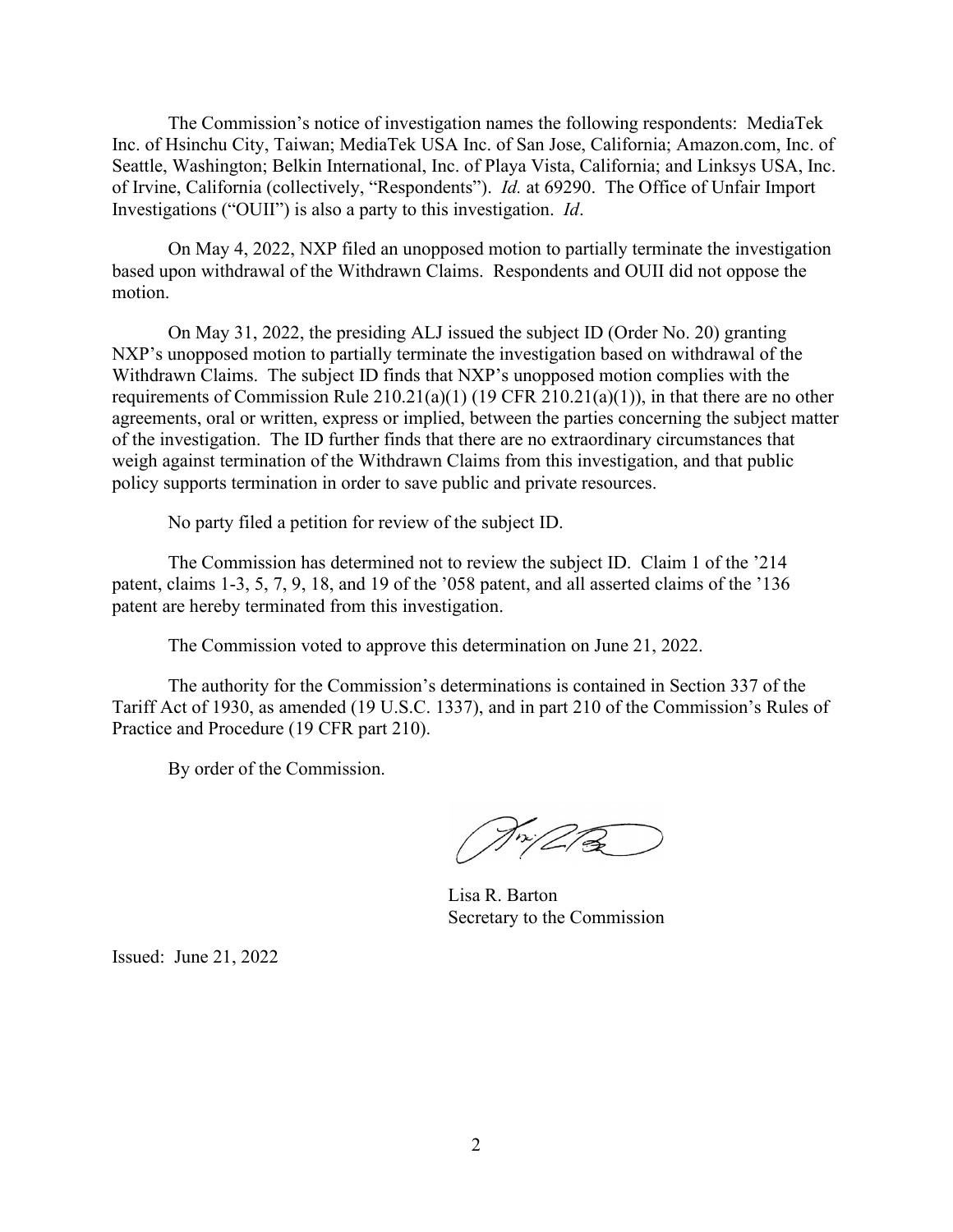The Commission's notice of investigation names the following respondents: MediaTek Inc. of Hsinchu City, Taiwan; MediaTek USA Inc. of San Jose, California; Amazon.com, Inc. of Seattle, Washington; Belkin International, Inc. of Playa Vista, California; and Linksys USA, Inc. of Irvine, California (collectively, "Respondents"). *Id.* at 69290. The Office of Unfair Import Investigations ("OUII") is also a party to this investigation. *Id*.

On May 4, 2022, NXP filed an unopposed motion to partially terminate the investigation based upon withdrawal of the Withdrawn Claims. Respondents and OUII did not oppose the motion.

On May 31, 2022, the presiding ALJ issued the subject ID (Order No. 20) granting NXP's unopposed motion to partially terminate the investigation based on withdrawal of the Withdrawn Claims. The subject ID finds that NXP's unopposed motion complies with the requirements of Commission Rule 210.21(a)(1) (19 CFR 210.21(a)(1)), in that there are no other agreements, oral or written, express or implied, between the parties concerning the subject matter of the investigation. The ID further finds that there are no extraordinary circumstances that weigh against termination of the Withdrawn Claims from this investigation, and that public policy supports termination in order to save public and private resources.

No party filed a petition for review of the subject ID.

The Commission has determined not to review the subject ID. Claim 1 of the '214 patent, claims 1-3, 5, 7, 9, 18, and 19 of the '058 patent, and all asserted claims of the '136 patent are hereby terminated from this investigation.

The Commission voted to approve this determination on June 21, 2022.

The authority for the Commission's determinations is contained in Section 337 of the Tariff Act of 1930, as amended (19 U.S.C. 1337), and in part 210 of the Commission's Rules of Practice and Procedure (19 CFR part 210).

By order of the Commission.

Lisa R. Barton
Secretary to the Commission

Issued: June 21, 2022